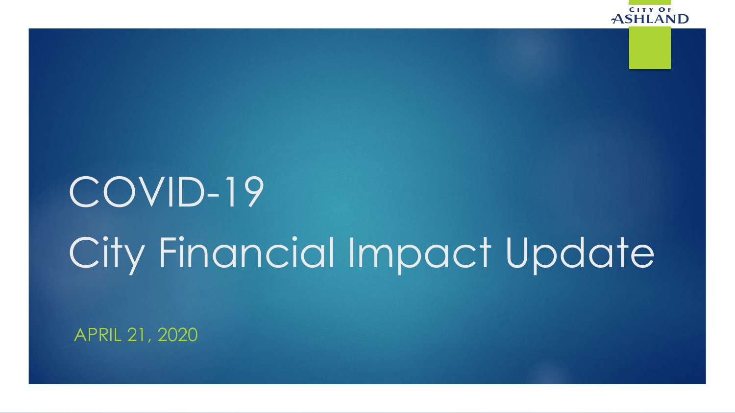CITY OF ASHLAND

# COVID-19
# City Financial Impact Update

APRIL 21, 2020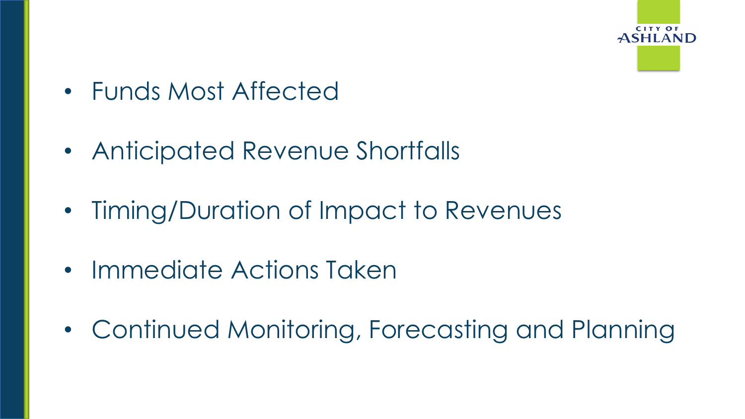- Funds Most Affected
- Anticipated Revenue Shortfalls
- Timing/Duration of Impact to Revenues
- Immediate Actions Taken
- Continued Monitoring, Forecasting and Planning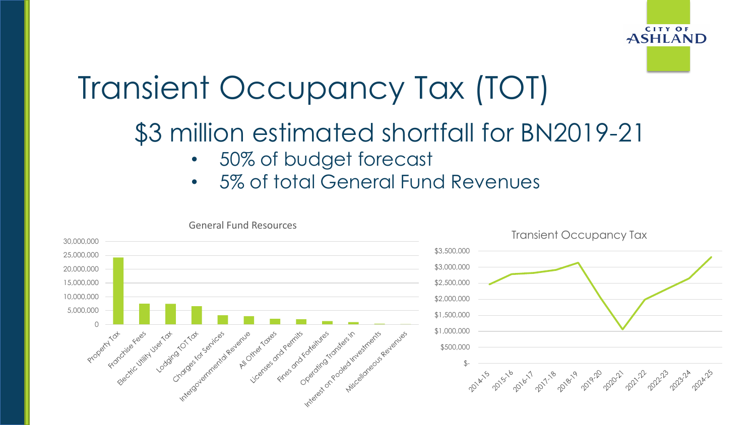# Transient Occupancy Tax (TOT)

## $3 million estimated shortfall for BN2019-21

- 50% of budget forecast
- 5% of total General Fund Revenues

General Fund Resources

| Category |
|---|
| Property Tax |
| Franchise Fees |
| Electric Utility User Tax |
| Lodging TOT Tax |
| Charges for Services |
| Intergovernmental Revenue |
| All Other Taxes |
| Licenses and Permits |
| Fines and Forfeitures |
| Operating Transfers In |
| Interest on Pooled Investments |
| Miscellaneous Revenues |

Transient Occupancy Tax

| Fiscal Year |
|---|
| 2014-15 |
| 2015-16 |
| 2016-17 |
| 2017-18 |
| 2018-19 |
| 2019-20 |
| 2020-21 |
| 2021-22 |
| 2022-23 |
| 2023-24 |
| 2024-25 |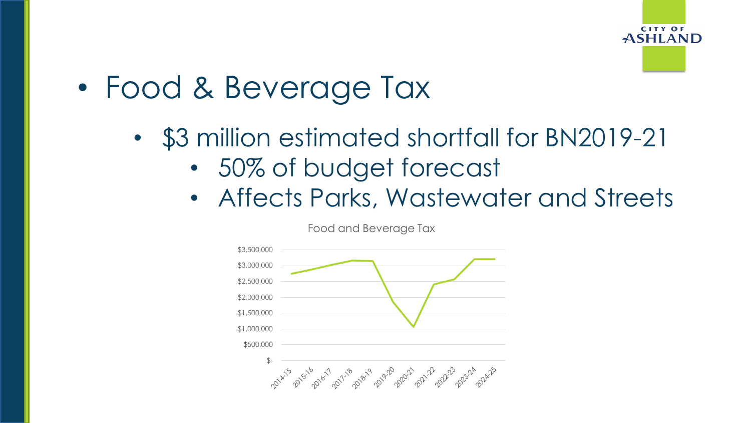- Food & Beverage Tax
  - $3 million estimated shortfall for BN2019-21
    - 50% of budget forecast
    - Affects Parks, Wastewater and Streets

Food and Beverage Tax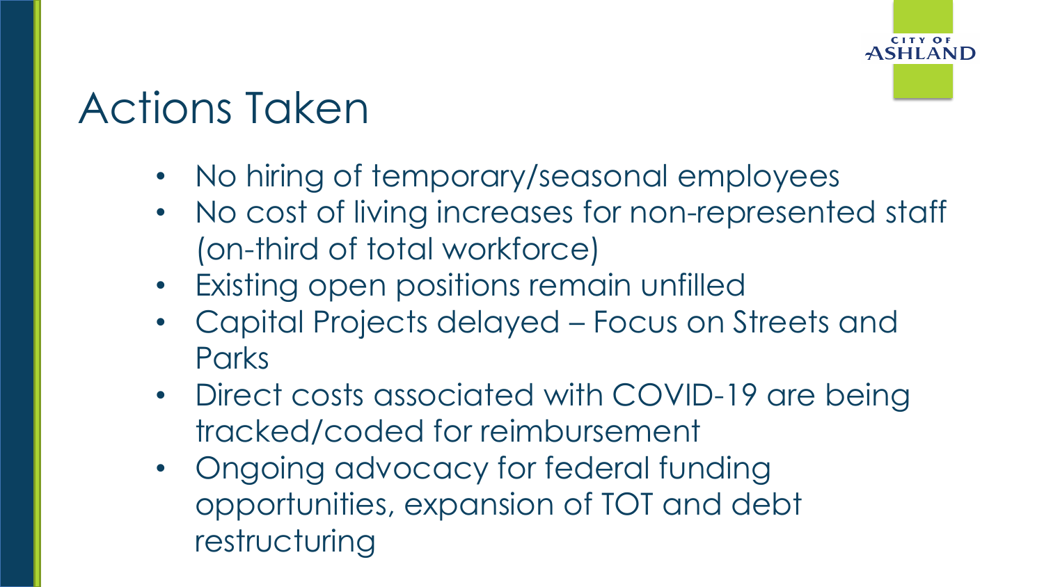# Actions Taken

- No hiring of temporary/seasonal employees
- No cost of living increases for non-represented staff (on-third of total workforce)
- Existing open positions remain unfilled
- Capital Projects delayed – Focus on Streets and Parks
- Direct costs associated with COVID-19 are being tracked/coded for reimbursement
- Ongoing advocacy for federal funding opportunities, expansion of TOT and debt restructuring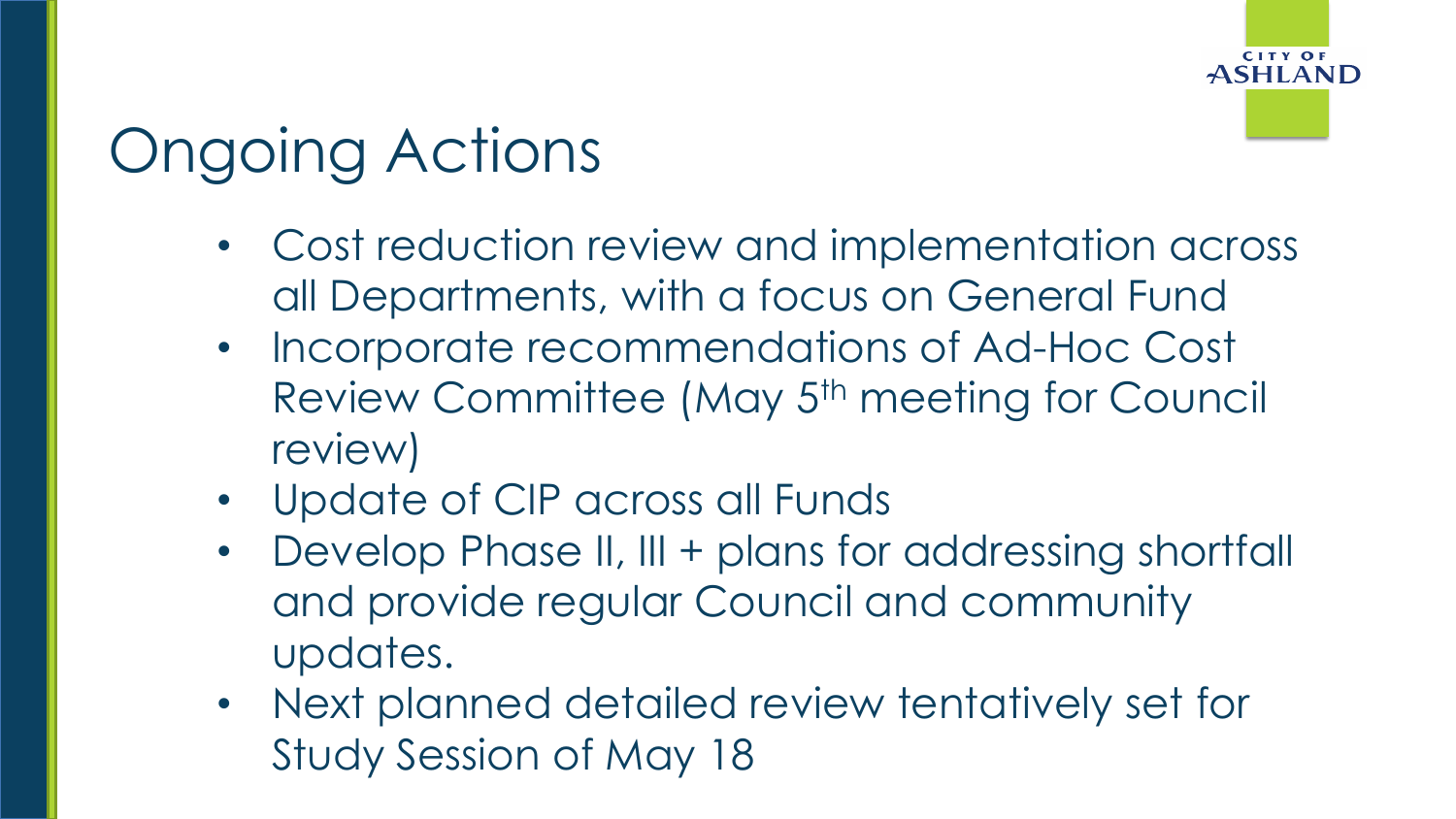# Ongoing Actions

- Cost reduction review and implementation across all Departments, with a focus on General Fund
- Incorporate recommendations of Ad-Hoc Cost Review Committee (May 5th meeting for Council review)
- Update of CIP across all Funds
- Develop Phase II, III + plans for addressing shortfall and provide regular Council and community updates.
- Next planned detailed review tentatively set for Study Session of May 18